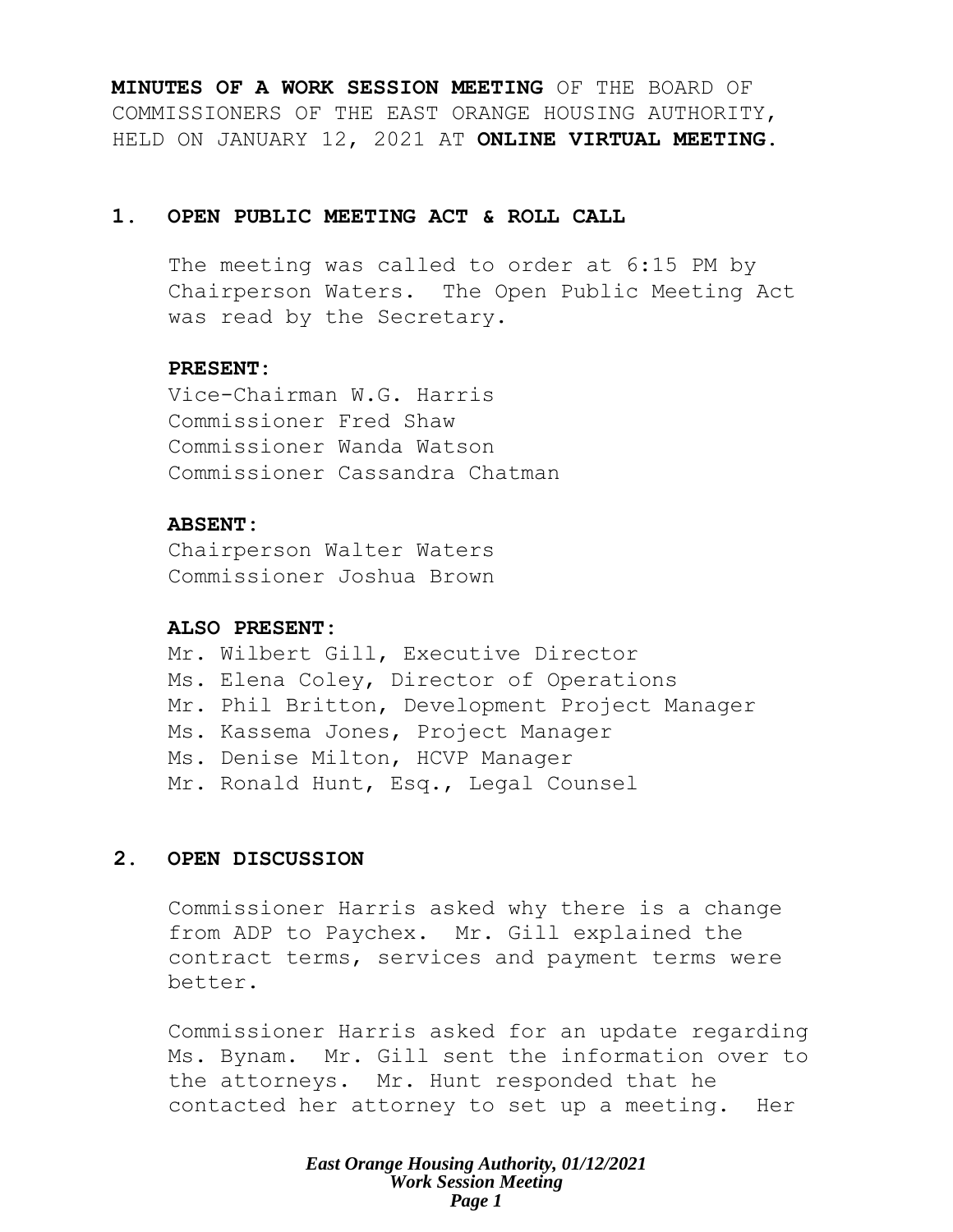**MINUTES OF A WORK SESSION MEETING** OF THE BOARD OF COMMISSIONERS OF THE EAST ORANGE HOUSING AUTHORITY, HELD ON JANUARY 12, 2021 AT **ONLINE VIRTUAL MEETING.**

## 1. OPEN PUBLIC MEETING ACT & ROLL CALL

The meeting was called to order at 6:15 PM by Chairperson Waters. The Open Public Meeting Act was read by the Secretary.

**PRESENT:**
Vice-Chairman W.G. Harris
Commissioner Fred Shaw
Commissioner Wanda Watson
Commissioner Cassandra Chatman

**ABSENT:**
Chairperson Walter Waters
Commissioner Joshua Brown

**ALSO PRESENT:**
Mr. Wilbert Gill, Executive Director
Ms. Elena Coley, Director of Operations
Mr. Phil Britton, Development Project Manager
Ms. Kassema Jones, Project Manager
Ms. Denise Milton, HCVP Manager
Mr. Ronald Hunt, Esq., Legal Counsel

## 2. OPEN DISCUSSION

Commissioner Harris asked why there is a change from ADP to Paychex. Mr. Gill explained the contract terms, services and payment terms were better.

Commissioner Harris asked for an update regarding Ms. Bynam. Mr. Gill sent the information over to the attorneys. Mr. Hunt responded that he contacted her attorney to set up a meeting. Her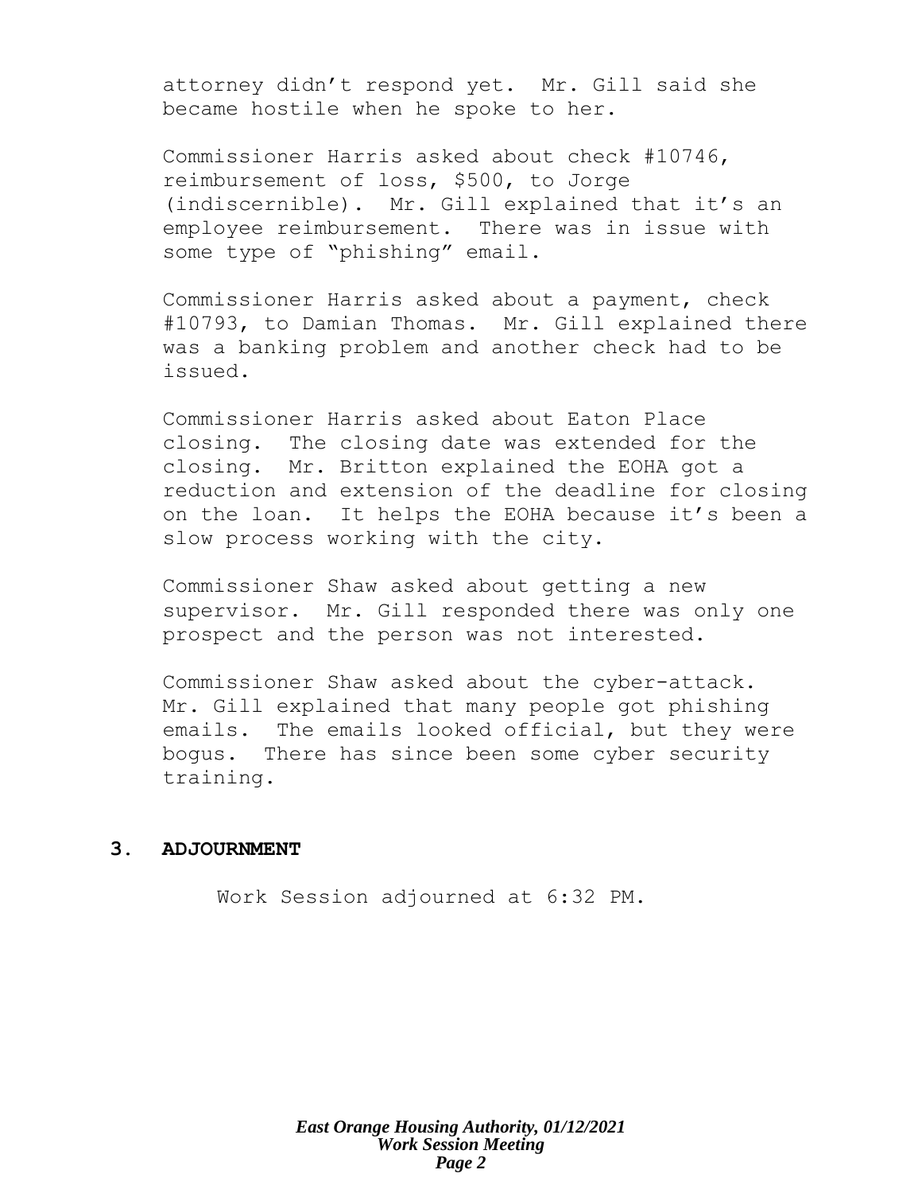attorney didn't respond yet. Mr. Gill said she became hostile when he spoke to her.

Commissioner Harris asked about check #10746, reimbursement of loss, $500, to Jorge (indiscernible). Mr. Gill explained that it's an employee reimbursement. There was in issue with some type of "phishing" email.

Commissioner Harris asked about a payment, check #10793, to Damian Thomas. Mr. Gill explained there was a banking problem and another check had to be issued.

Commissioner Harris asked about Eaton Place closing. The closing date was extended for the closing. Mr. Britton explained the EOHA got a reduction and extension of the deadline for closing on the loan. It helps the EOHA because it's been a slow process working with the city.

Commissioner Shaw asked about getting a new supervisor. Mr. Gill responded there was only one prospect and the person was not interested.

Commissioner Shaw asked about the cyber-attack. Mr. Gill explained that many people got phishing emails. The emails looked official, but they were bogus. There has since been some cyber security training.

## 3. ADJOURNMENT

Work Session adjourned at 6:32 PM.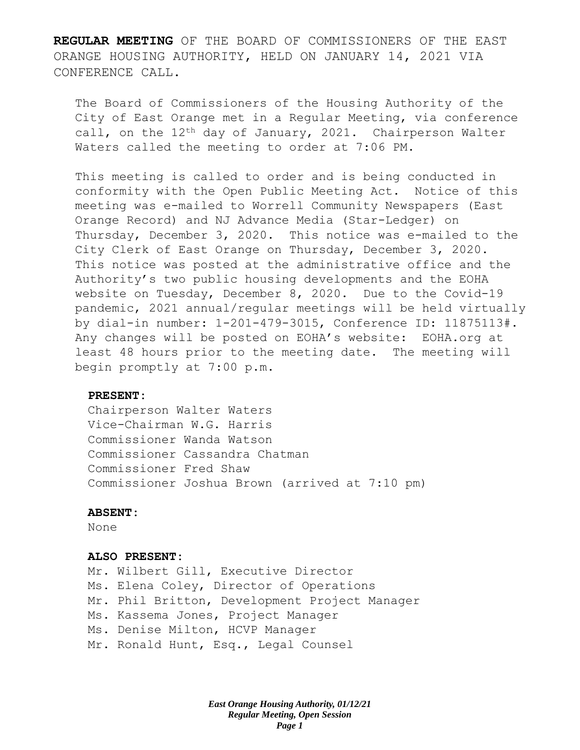**REGULAR MEETING** OF THE BOARD OF COMMISSIONERS OF THE EAST ORANGE HOUSING AUTHORITY, HELD ON JANUARY 14, 2021 VIA CONFERENCE CALL.

The Board of Commissioners of the Housing Authority of the City of East Orange met in a Regular Meeting, via conference call, on the 12th day of January, 2021. Chairperson Walter Waters called the meeting to order at 7:06 PM.

This meeting is called to order and is being conducted in conformity with the Open Public Meeting Act. Notice of this meeting was e-mailed to Worrell Community Newspapers (East Orange Record) and NJ Advance Media (Star-Ledger) on Thursday, December 3, 2020. This notice was e-mailed to the City Clerk of East Orange on Thursday, December 3, 2020. This notice was posted at the administrative office and the Authority's two public housing developments and the EOHA website on Tuesday, December 8, 2020. Due to the Covid-19 pandemic, 2021 annual/regular meetings will be held virtually by dial-in number: 1-201-479-3015, Conference ID: 11875113#. Any changes will be posted on EOHA's website: EOHA.org at least 48 hours prior to the meeting date. The meeting will begin promptly at 7:00 p.m.

**PRESENT:**

Chairperson Walter Waters
Vice-Chairman W.G. Harris
Commissioner Wanda Watson
Commissioner Cassandra Chatman
Commissioner Fred Shaw
Commissioner Joshua Brown (arrived at 7:10 pm)

**ABSENT:**

None

**ALSO PRESENT:**

Mr. Wilbert Gill, Executive Director
Ms. Elena Coley, Director of Operations
Mr. Phil Britton, Development Project Manager
Ms. Kassema Jones, Project Manager
Ms. Denise Milton, HCVP Manager
Mr. Ronald Hunt, Esq., Legal Counsel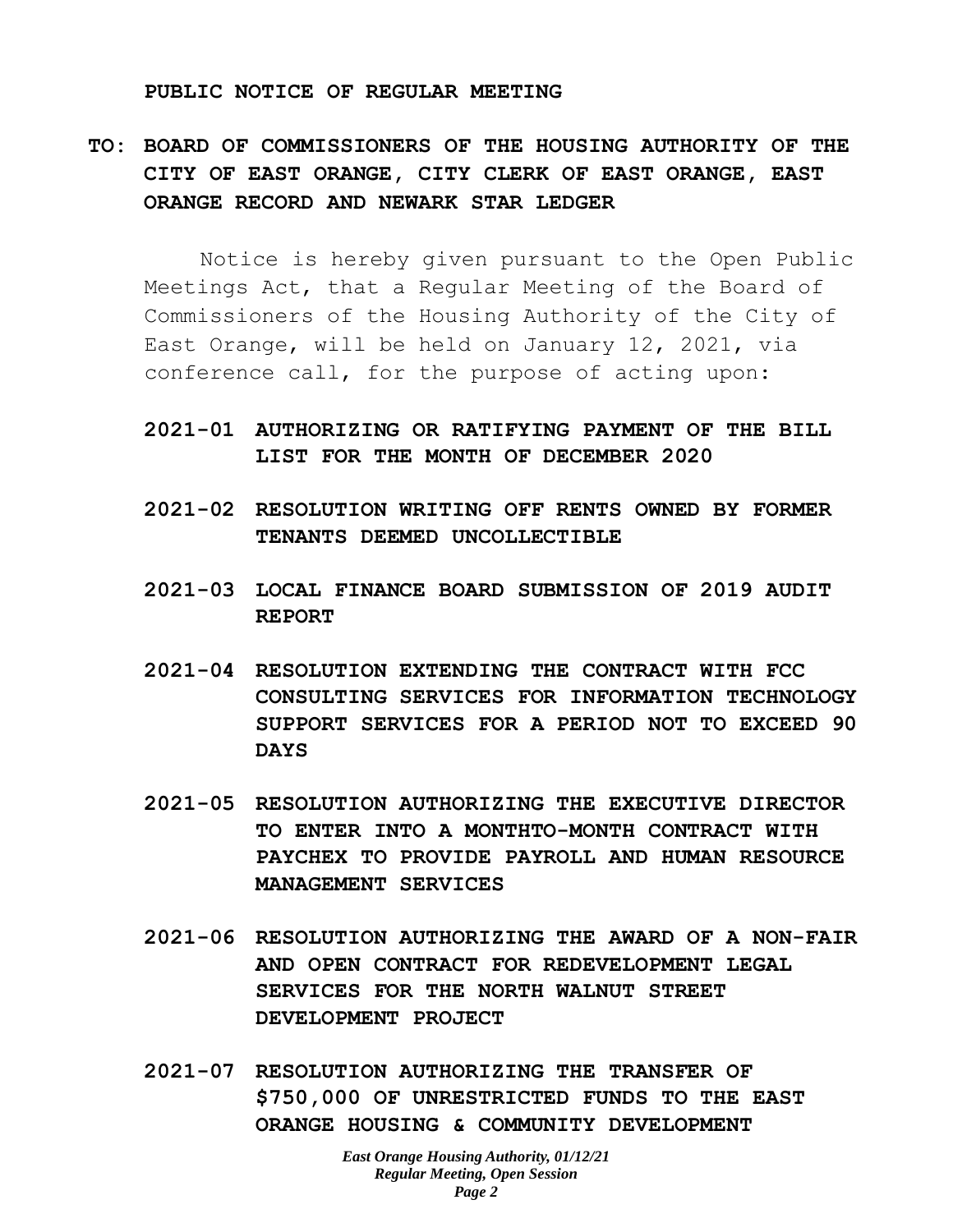**PUBLIC NOTICE OF REGULAR MEETING**

**TO: BOARD OF COMMISSIONERS OF THE HOUSING AUTHORITY OF THE CITY OF EAST ORANGE, CITY CLERK OF EAST ORANGE, EAST ORANGE RECORD AND NEWARK STAR LEDGER**

Notice is hereby given pursuant to the Open Public Meetings Act, that a Regular Meeting of the Board of Commissioners of the Housing Authority of the City of East Orange, will be held on January 12, 2021, via conference call, for the purpose of acting upon:

**2021-01 AUTHORIZING OR RATIFYING PAYMENT OF THE BILL LIST FOR THE MONTH OF DECEMBER 2020**

**2021-02 RESOLUTION WRITING OFF RENTS OWNED BY FORMER TENANTS DEEMED UNCOLLECTIBLE**

**2021-03 LOCAL FINANCE BOARD SUBMISSION OF 2019 AUDIT REPORT**

**2021-04 RESOLUTION EXTENDING THE CONTRACT WITH FCC CONSULTING SERVICES FOR INFORMATION TECHNOLOGY SUPPORT SERVICES FOR A PERIOD NOT TO EXCEED 90 DAYS**

**2021-05 RESOLUTION AUTHORIZING THE EXECUTIVE DIRECTOR TO ENTER INTO A MONTHTO-MONTH CONTRACT WITH PAYCHEX TO PROVIDE PAYROLL AND HUMAN RESOURCE MANAGEMENT SERVICES**

**2021-06 RESOLUTION AUTHORIZING THE AWARD OF A NON-FAIR AND OPEN CONTRACT FOR REDEVELOPMENT LEGAL SERVICES FOR THE NORTH WALNUT STREET DEVELOPMENT PROJECT**

**2021-07 RESOLUTION AUTHORIZING THE TRANSFER OF $750,000 OF UNRESTRICTED FUNDS TO THE EAST ORANGE HOUSING & COMMUNITY DEVELOPMENT**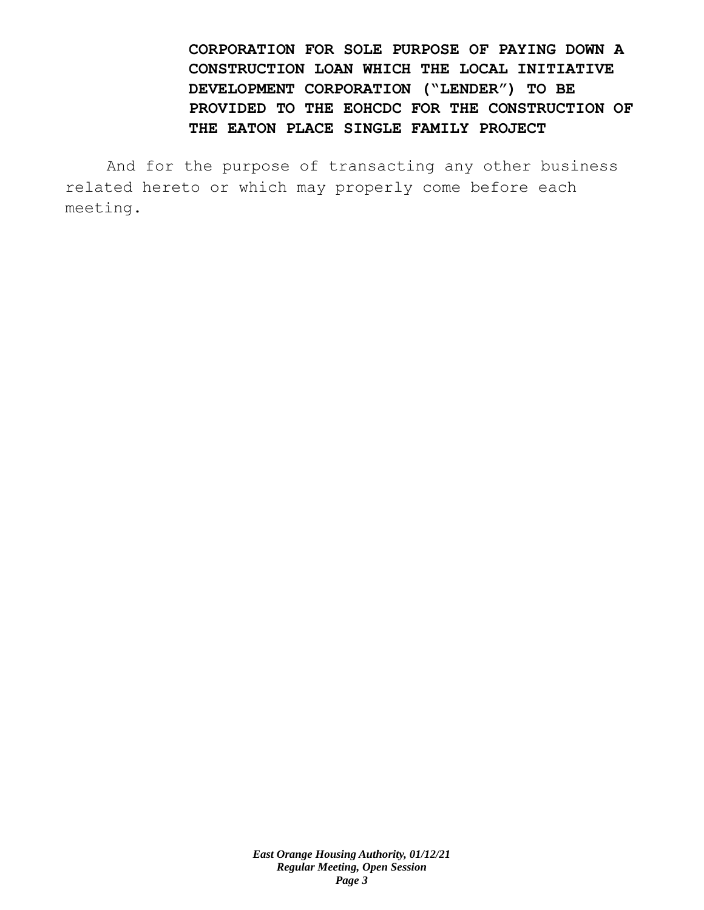**CORPORATION FOR SOLE PURPOSE OF PAYING DOWN A CONSTRUCTION LOAN WHICH THE LOCAL INITIATIVE DEVELOPMENT CORPORATION ("LENDER") TO BE PROVIDED TO THE EOHCDC FOR THE CONSTRUCTION OF THE EATON PLACE SINGLE FAMILY PROJECT**

And for the purpose of transacting any other business related hereto or which may properly come before each meeting.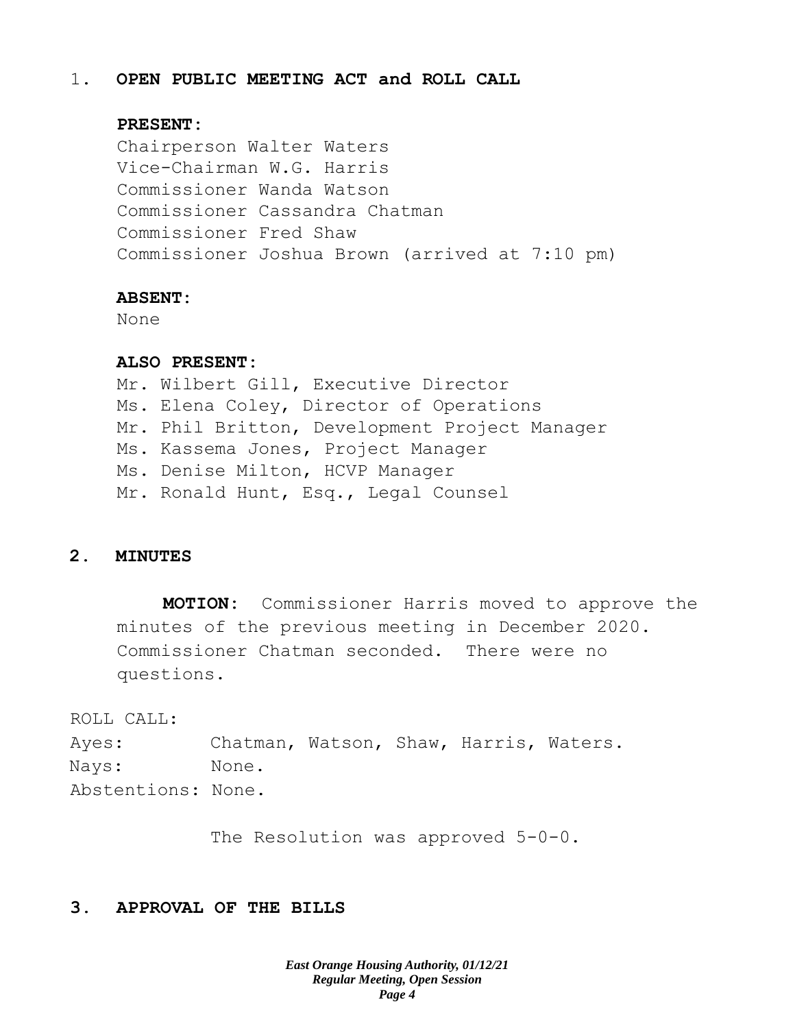1. **OPEN PUBLIC MEETING ACT and ROLL CALL**

**PRESENT:**

Chairperson Walter Waters
Vice-Chairman W.G. Harris
Commissioner Wanda Watson
Commissioner Cassandra Chatman
Commissioner Fred Shaw
Commissioner Joshua Brown (arrived at 7:10 pm)

**ABSENT:**

None

**ALSO PRESENT:**

Mr. Wilbert Gill, Executive Director
Ms. Elena Coley, Director of Operations
Mr. Phil Britton, Development Project Manager
Ms. Kassema Jones, Project Manager
Ms. Denise Milton, HCVP Manager
Mr. Ronald Hunt, Esq., Legal Counsel

**2. MINUTES**

**MOTION:** Commissioner Harris moved to approve the minutes of the previous meeting in December 2020. Commissioner Chatman seconded. There were no questions.

ROLL CALL:
Ayes: Chatman, Watson, Shaw, Harris, Waters.
Nays: None.
Abstentions: None.

The Resolution was approved 5-0-0.

**3. APPROVAL OF THE BILLS**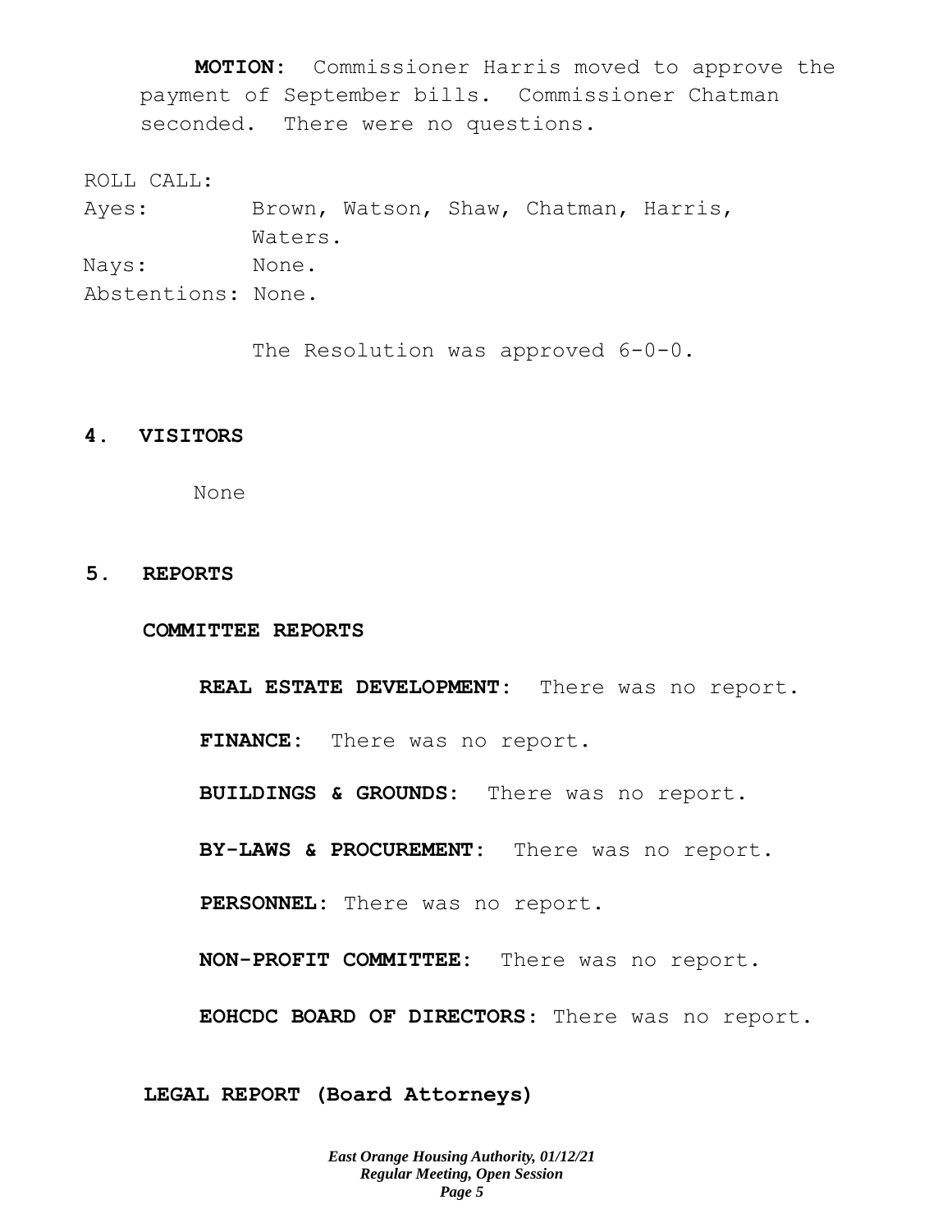**MOTION:** Commissioner Harris moved to approve the payment of September bills. Commissioner Chatman seconded. There were no questions.

ROLL CALL:

Ayes: Brown, Watson, Shaw, Chatman, Harris, Waters.

Nays: None.

Abstentions: None.

The Resolution was approved 6-0-0.

## 4. VISITORS

None

## 5. REPORTS

### COMMITTEE REPORTS

**REAL ESTATE DEVELOPMENT:** There was no report.

**FINANCE:** There was no report.

**BUILDINGS & GROUNDS:** There was no report.

**BY-LAWS & PROCUREMENT:** There was no report.

**PERSONNEL:** There was no report.

**NON-PROFIT COMMITTEE:** There was no report.

**EOHCDC BOARD OF DIRECTORS:** There was no report.

### LEGAL REPORT (Board Attorneys)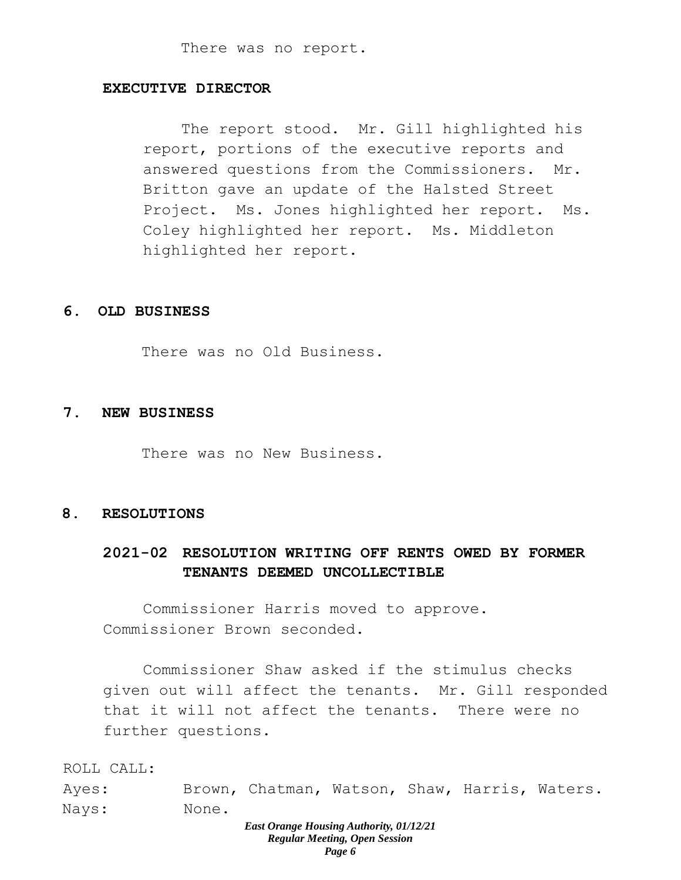There was no report.

**EXECUTIVE DIRECTOR**

The report stood. Mr. Gill highlighted his report, portions of the executive reports and answered questions from the Commissioners. Mr. Britton gave an update of the Halsted Street Project. Ms. Jones highlighted her report. Ms. Coley highlighted her report. Ms. Middleton highlighted her report.

## 6. OLD BUSINESS

There was no Old Business.

## 7. NEW BUSINESS

There was no New Business.

## 8. RESOLUTIONS

### 2021-02 RESOLUTION WRITING OFF RENTS OWED BY FORMER TENANTS DEEMED UNCOLLECTIBLE

Commissioner Harris moved to approve. Commissioner Brown seconded.

Commissioner Shaw asked if the stimulus checks given out will affect the tenants. Mr. Gill responded that it will not affect the tenants. There were no further questions.

ROLL CALL:

Ayes: Brown, Chatman, Watson, Shaw, Harris, Waters.

Nays: None.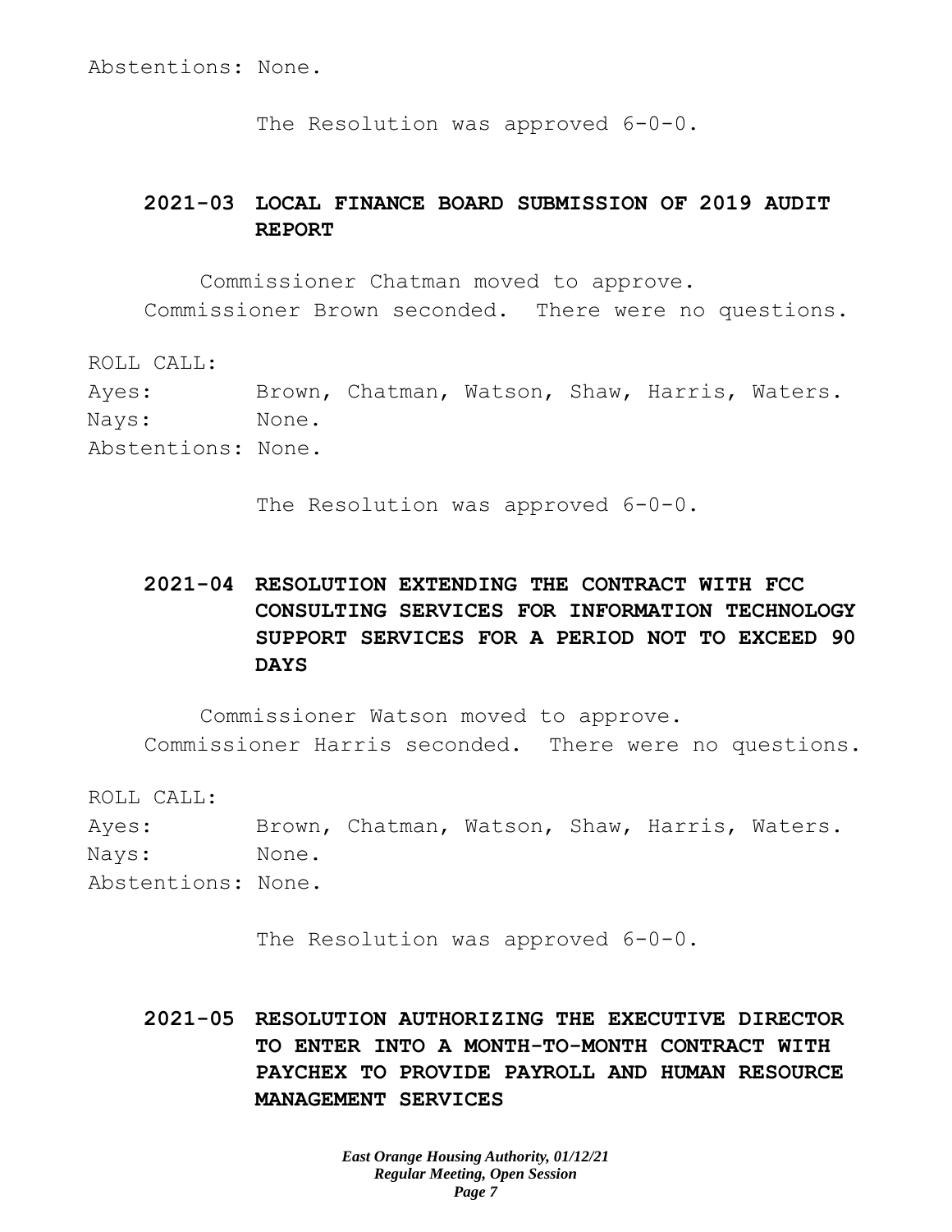Abstentions: None.

The Resolution was approved 6-0-0.

### 2021-03 LOCAL FINANCE BOARD SUBMISSION OF 2019 AUDIT REPORT

Commissioner Chatman moved to approve. Commissioner Brown seconded. There were no questions.

ROLL CALL:
Ayes: Brown, Chatman, Watson, Shaw, Harris, Waters.
Nays: None.
Abstentions: None.

The Resolution was approved 6-0-0.

### 2021-04 RESOLUTION EXTENDING THE CONTRACT WITH FCC CONSULTING SERVICES FOR INFORMATION TECHNOLOGY SUPPORT SERVICES FOR A PERIOD NOT TO EXCEED 90 DAYS

Commissioner Watson moved to approve. Commissioner Harris seconded. There were no questions.

ROLL CALL:
Ayes: Brown, Chatman, Watson, Shaw, Harris, Waters.
Nays: None.
Abstentions: None.

The Resolution was approved 6-0-0.

### 2021-05 RESOLUTION AUTHORIZING THE EXECUTIVE DIRECTOR TO ENTER INTO A MONTH-TO-MONTH CONTRACT WITH PAYCHEX TO PROVIDE PAYROLL AND HUMAN RESOURCE MANAGEMENT SERVICES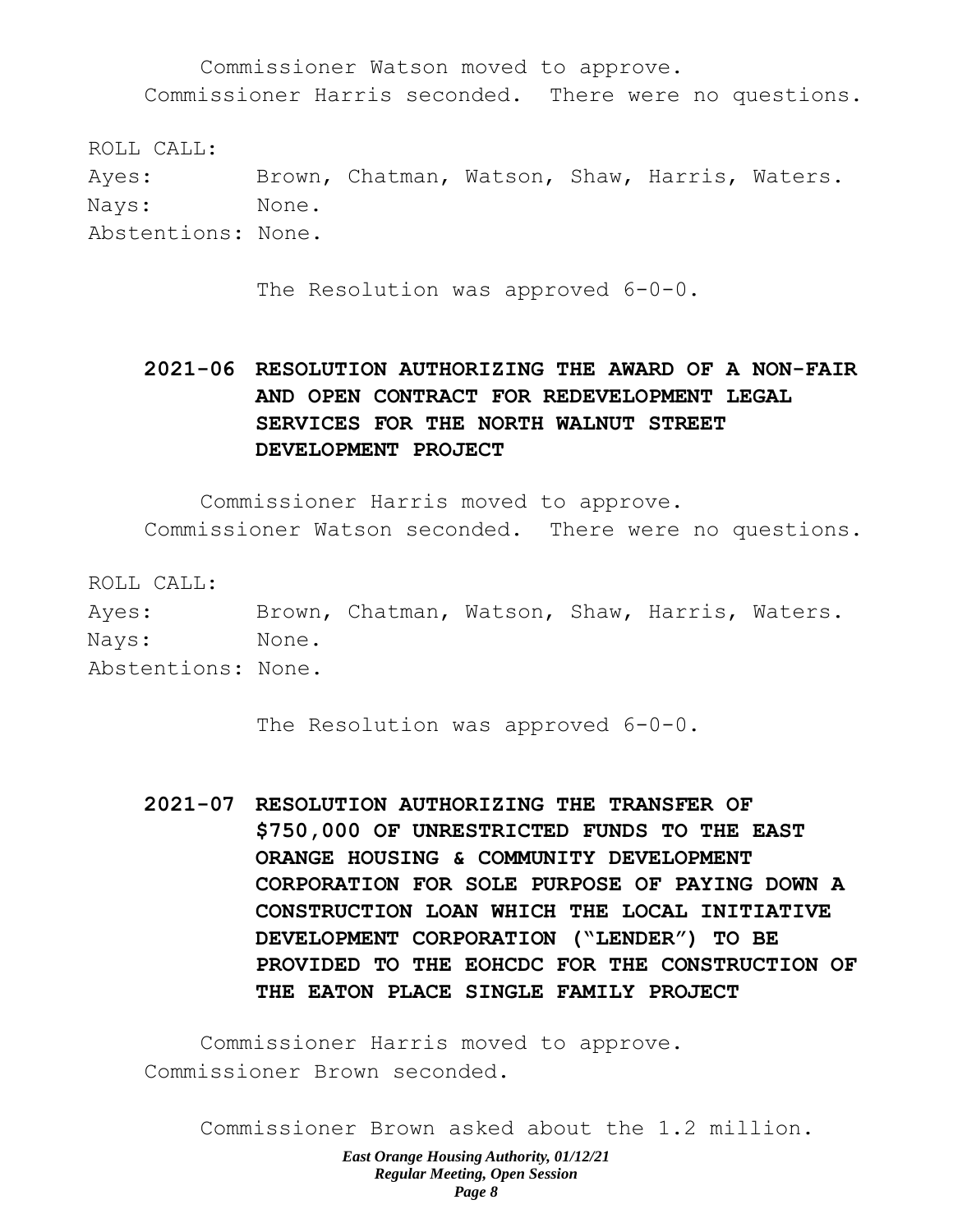Commissioner Watson moved to approve.
Commissioner Harris seconded. There were no questions.

ROLL CALL:
Ayes: Brown, Chatman, Watson, Shaw, Harris, Waters.
Nays: None.
Abstentions: None.

The Resolution was approved 6-0-0.

**2021-06 RESOLUTION AUTHORIZING THE AWARD OF A NON-FAIR AND OPEN CONTRACT FOR REDEVELOPMENT LEGAL SERVICES FOR THE NORTH WALNUT STREET DEVELOPMENT PROJECT**

Commissioner Harris moved to approve.
Commissioner Watson seconded. There were no questions.

ROLL CALL:
Ayes: Brown, Chatman, Watson, Shaw, Harris, Waters.
Nays: None.
Abstentions: None.

The Resolution was approved 6-0-0.

**2021-07 RESOLUTION AUTHORIZING THE TRANSFER OF $750,000 OF UNRESTRICTED FUNDS TO THE EAST ORANGE HOUSING & COMMUNITY DEVELOPMENT CORPORATION FOR SOLE PURPOSE OF PAYING DOWN A CONSTRUCTION LOAN WHICH THE LOCAL INITIATIVE DEVELOPMENT CORPORATION ("LENDER") TO BE PROVIDED TO THE EOHCDC FOR THE CONSTRUCTION OF THE EATON PLACE SINGLE FAMILY PROJECT**

Commissioner Harris moved to approve.
Commissioner Brown seconded.

Commissioner Brown asked about the 1.2 million.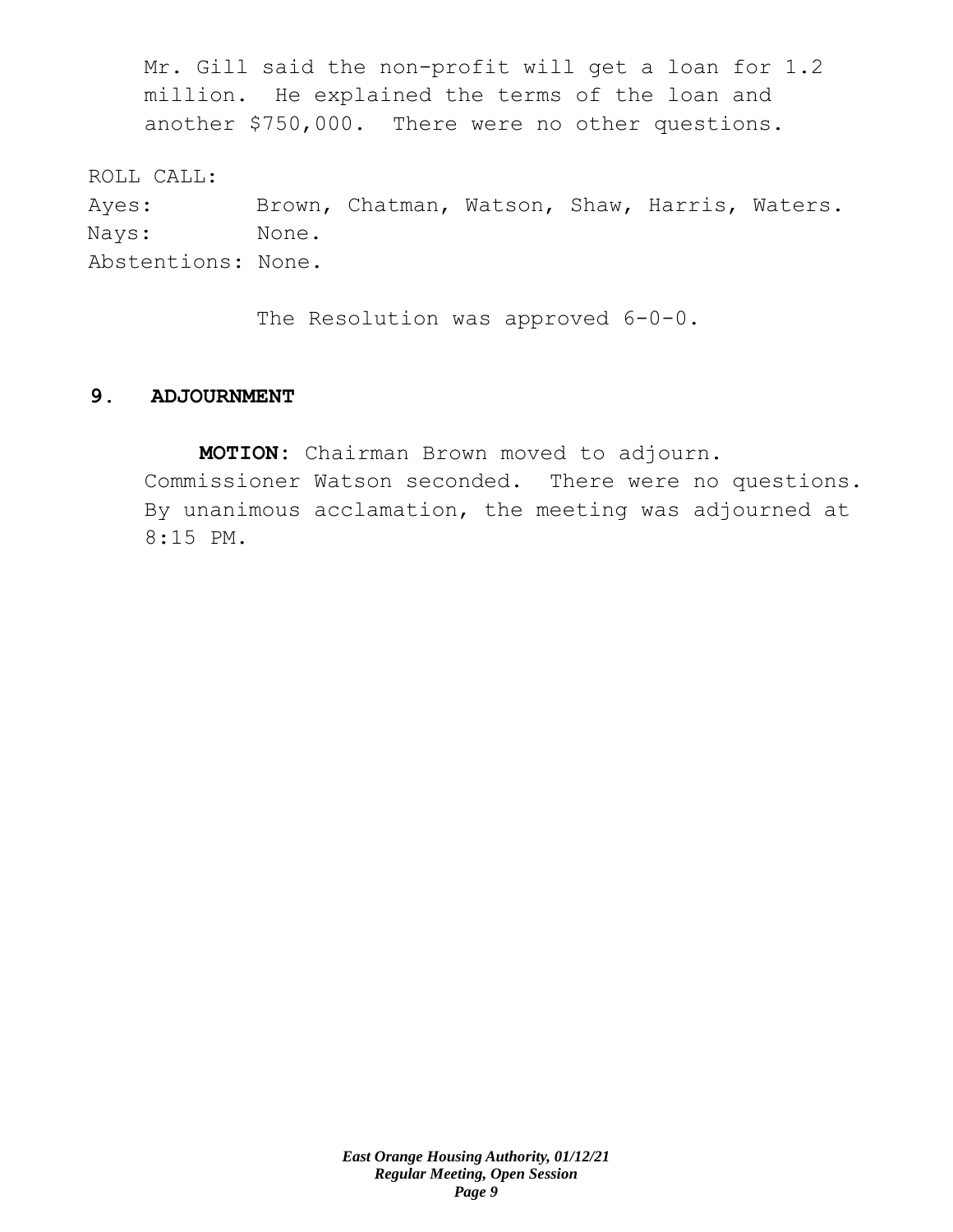Mr. Gill said the non-profit will get a loan for 1.2 million. He explained the terms of the loan and another $750,000. There were no other questions.

ROLL CALL:
Ayes: Brown, Chatman, Watson, Shaw, Harris, Waters.
Nays: None.
Abstentions: None.

The Resolution was approved 6-0-0.

## 9. ADJOURNMENT

**MOTION**: Chairman Brown moved to adjourn. Commissioner Watson seconded. There were no questions. By unanimous acclamation, the meeting was adjourned at 8:15 PM.